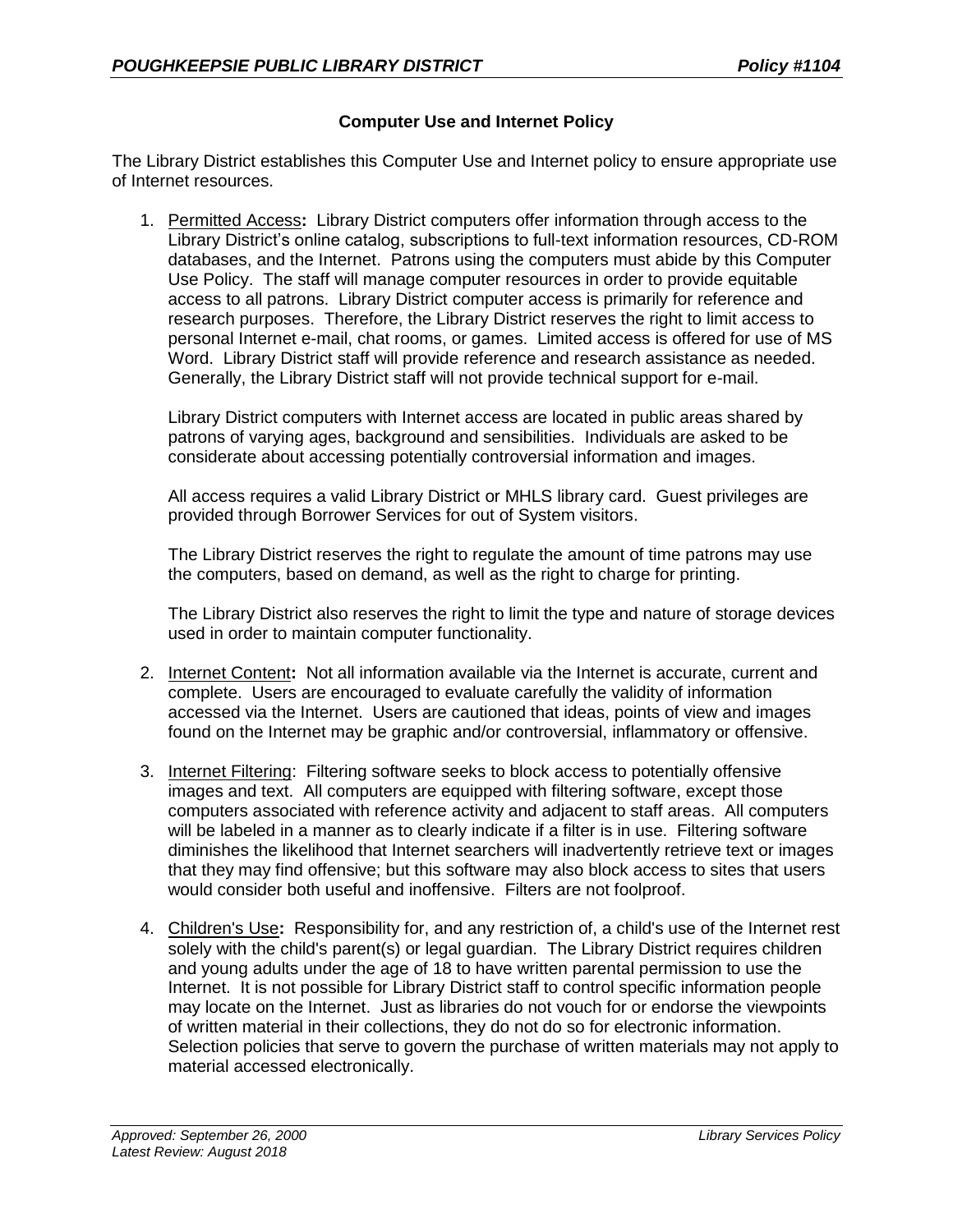## Computer Use and Internet Policy

The Library District establishes this Computer Use and Internet policy to ensure appropriate use of Internet resources.

1. Permitted Access**:** Library District computers offer information through access to the Library District's online catalog, subscriptions to full-text information resources, CD-ROM databases, and the Internet. Patrons using the computers must abide by this Computer Use Policy. The staff will manage computer resources in order to provide equitable access to all patrons. Library District computer access is primarily for reference and research purposes. Therefore, the Library District reserves the right to limit access to personal Internet e-mail, chat rooms, or games. Limited access is offered for use of MS Word. Library District staff will provide reference and research assistance as needed. Generally, the Library District staff will not provide technical support for e-mail.

   Library District computers with Internet access are located in public areas shared by patrons of varying ages, background and sensibilities. Individuals are asked to be considerate about accessing potentially controversial information and images.

   All access requires a valid Library District or MHLS library card. Guest privileges are provided through Borrower Services for out of System visitors.

   The Library District reserves the right to regulate the amount of time patrons may use the computers, based on demand, as well as the right to charge for printing.

   The Library District also reserves the right to limit the type and nature of storage devices used in order to maintain computer functionality.

2. Internet Content**:** Not all information available via the Internet is accurate, current and complete. Users are encouraged to evaluate carefully the validity of information accessed via the Internet. Users are cautioned that ideas, points of view and images found on the Internet may be graphic and/or controversial, inflammatory or offensive.

3. Internet Filtering: Filtering software seeks to block access to potentially offensive images and text. All computers are equipped with filtering software, except those computers associated with reference activity and adjacent to staff areas. All computers will be labeled in a manner as to clearly indicate if a filter is in use. Filtering software diminishes the likelihood that Internet searchers will inadvertently retrieve text or images that they may find offensive; but this software may also block access to sites that users would consider both useful and inoffensive. Filters are not foolproof.

4. Children's Use**:** Responsibility for, and any restriction of, a child's use of the Internet rest solely with the child's parent(s) or legal guardian. The Library District requires children and young adults under the age of 18 to have written parental permission to use the Internet. It is not possible for Library District staff to control specific information people may locate on the Internet. Just as libraries do not vouch for or endorse the viewpoints of written material in their collections, they do not do so for electronic information. Selection policies that serve to govern the purchase of written materials may not apply to material accessed electronically.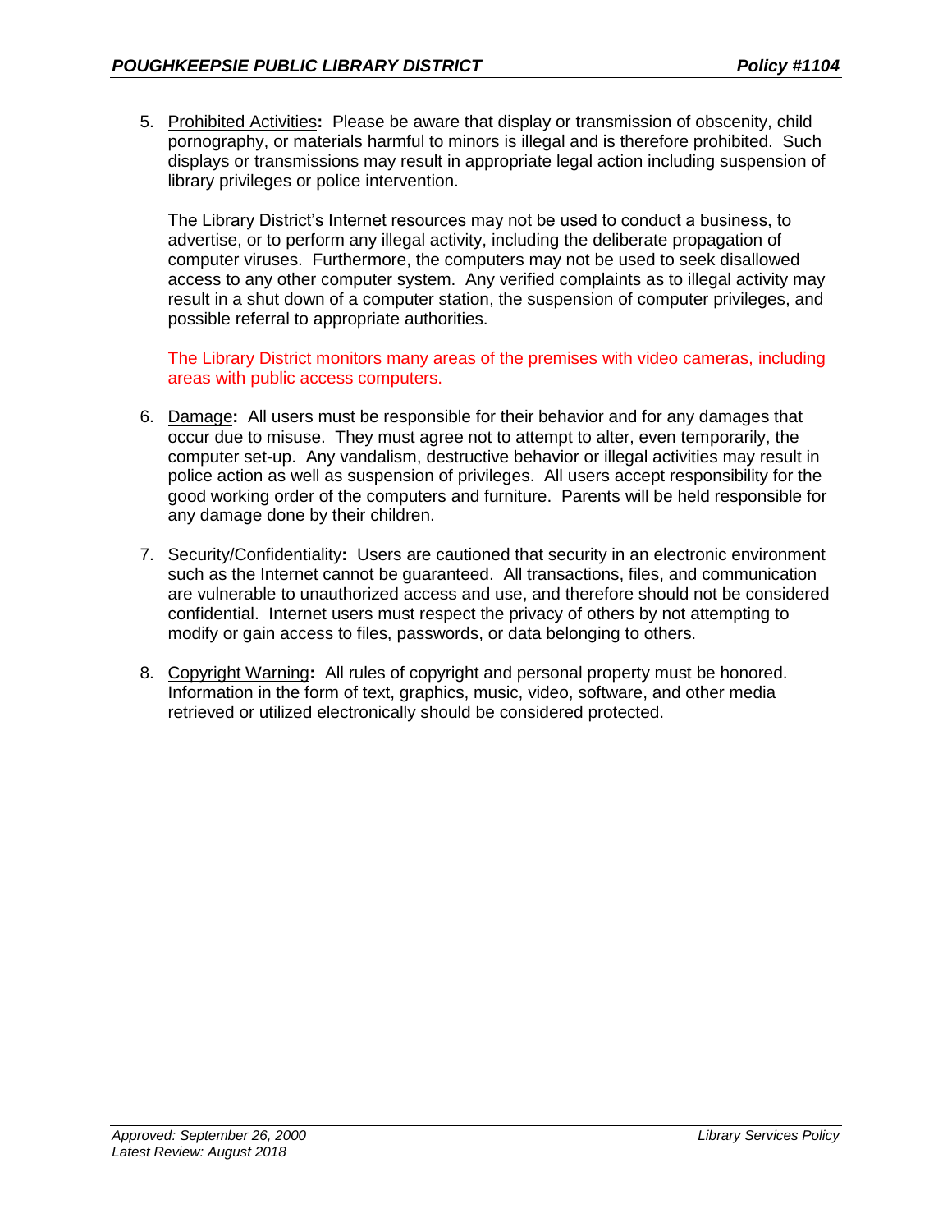5. <u>Prohibited Activities</u>**:** Please be aware that display or transmission of obscenity, child pornography, or materials harmful to minors is illegal and is therefore prohibited. Such displays or transmissions may result in appropriate legal action including suspension of library privileges or police intervention.

   The Library District's Internet resources may not be used to conduct a business, to advertise, or to perform any illegal activity, including the deliberate propagation of computer viruses. Furthermore, the computers may not be used to seek disallowed access to any other computer system. Any verified complaints as to illegal activity may result in a shut down of a computer station, the suspension of computer privileges, and possible referral to appropriate authorities.

   The Library District monitors many areas of the premises with video cameras, including areas with public access computers.

6. <u>Damage</u>**:** All users must be responsible for their behavior and for any damages that occur due to misuse. They must agree not to attempt to alter, even temporarily, the computer set-up. Any vandalism, destructive behavior or illegal activities may result in police action as well as suspension of privileges. All users accept responsibility for the good working order of the computers and furniture. Parents will be held responsible for any damage done by their children.

7. <u>Security/Confidentiality</u>**:** Users are cautioned that security in an electronic environment such as the Internet cannot be guaranteed. All transactions, files, and communication are vulnerable to unauthorized access and use, and therefore should not be considered confidential. Internet users must respect the privacy of others by not attempting to modify or gain access to files, passwords, or data belonging to others.

8. <u>Copyright Warning</u>**:** All rules of copyright and personal property must be honored. Information in the form of text, graphics, music, video, software, and other media retrieved or utilized electronically should be considered protected.

*Approved: September 26, 2000*
*Latest Review: August 2018*